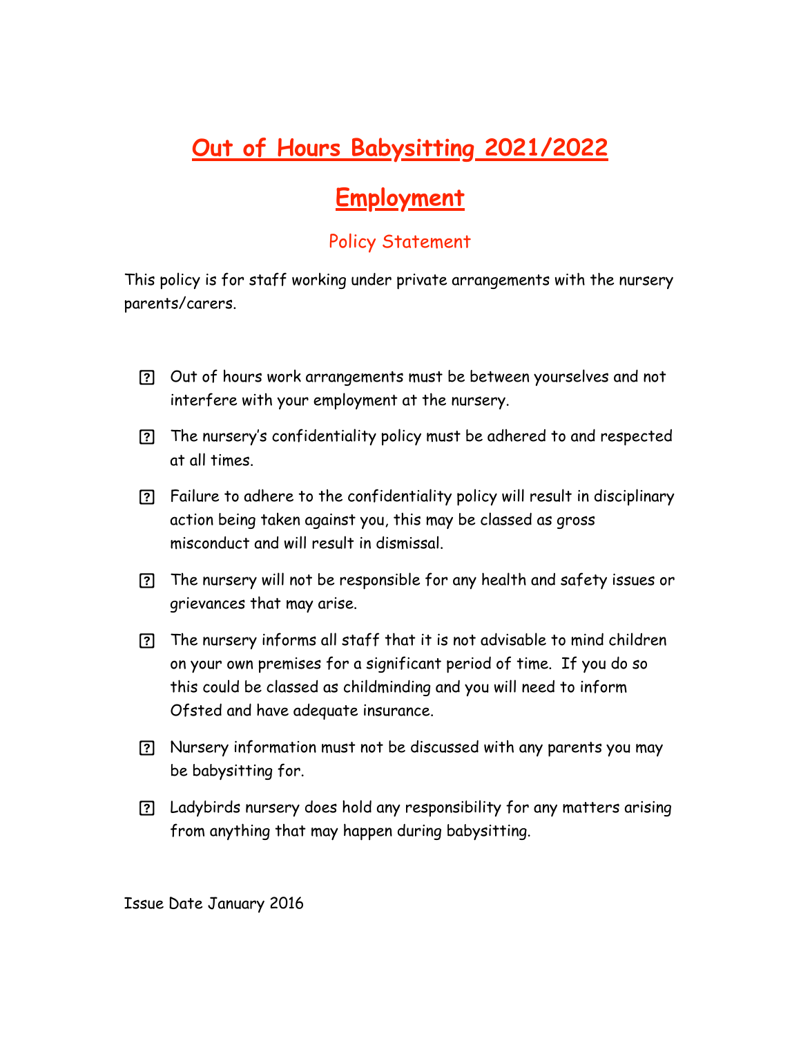# Out of Hours Babysitting 2021/2022

# Employment

## Policy Statement

This policy is for staff working under private arrangements with the nursery parents/carers.

- Out of hours work arrangements must be between yourselves and not interfere with your employment at the nursery.
- The nursery's confidentiality policy must be adhered to and respected at all times.
- Failure to adhere to the confidentiality policy will result in disciplinary action being taken against you, this may be classed as gross misconduct and will result in dismissal.
- The nursery will not be responsible for any health and safety issues or grievances that may arise.
- The nursery informs all staff that it is not advisable to mind children on your own premises for a significant period of time. If you do so this could be classed as childminding and you will need to inform Ofsted and have adequate insurance.
- Nursery information must not be discussed with any parents you may be babysitting for.
- Ladybirds nursery does hold any responsibility for any matters arising from anything that may happen during babysitting.

Issue Date January 2016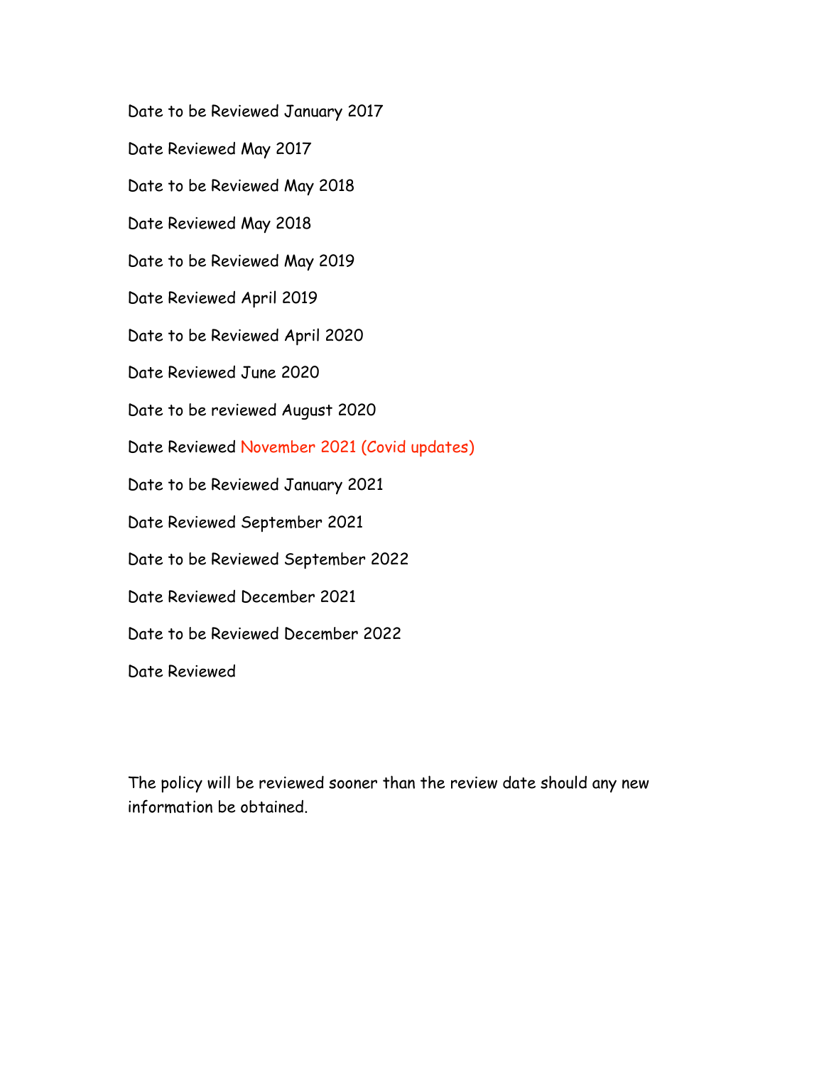Date to be Reviewed January 2017

Date Reviewed May 2017

Date to be Reviewed May 2018

Date Reviewed May 2018

Date to be Reviewed May 2019

Date Reviewed April 2019

Date to be Reviewed April 2020

Date Reviewed June 2020

Date to be reviewed August 2020

Date Reviewed November 2021 (Covid updates)

Date to be Reviewed January 2021

Date Reviewed September 2021

Date to be Reviewed September 2022

Date Reviewed December 2021

Date to be Reviewed December 2022

Date Reviewed

The policy will be reviewed sooner than the review date should any new information be obtained.